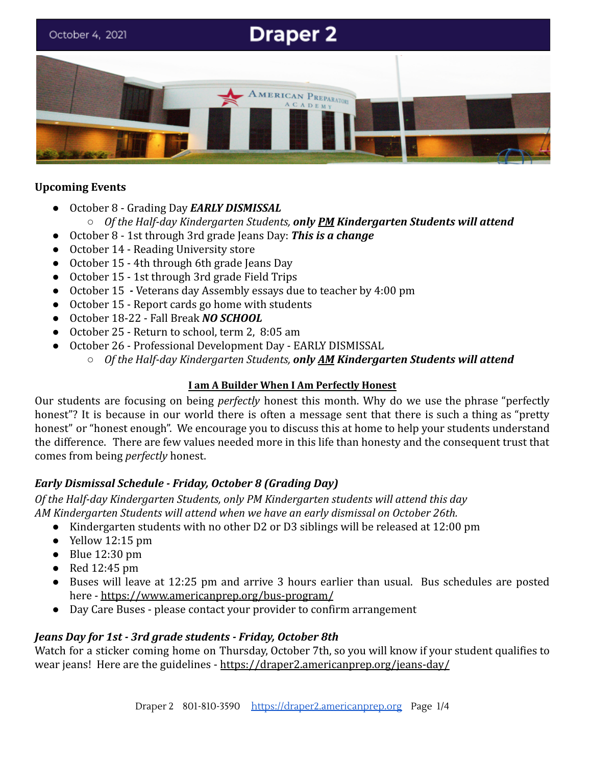October 4, 2021

# Draper 2

**Upcoming Events**

- October 8 - Grading Day ***EARLY DISMISSAL***
  - *Of the Half-day Kindergarten Students,* ***only PM Kindergarten Students will attend***
- October 8 - 1st through 3rd grade Jeans Day: ***This is a change***
- October 14 - Reading University store
- October 15 - 4th through 6th grade Jeans Day
- October 15 - 1st through 3rd grade Field Trips
- October 15 **-** Veterans day Assembly essays due to teacher by 4:00 pm
- October 15 - Report cards go home with students
- October 18-22 - Fall Break ***NO SCHOOL***
- October 25 - Return to school, term 2, 8:05 am
- October 26 - Professional Development Day - EARLY DISMISSAL
  - *Of the Half-day Kindergarten Students,* ***only AM Kindergarten Students will attend***

**I am A Builder When I Am Perfectly Honest**

Our students are focusing on being *perfectly* honest this month. Why do we use the phrase "perfectly honest"? It is because in our world there is often a message sent that there is such a thing as "pretty honest" or "honest enough". We encourage you to discuss this at home to help your students understand the difference. There are few values needed more in this life than honesty and the consequent trust that comes from being *perfectly* honest.

### *Early Dismissal Schedule - Friday, October 8 (Grading Day)*

*Of the Half-day Kindergarten Students, only PM Kindergarten students will attend this day*
*AM Kindergarten Students will attend when we have an early dismissal on October 26th.*

- Kindergarten students with no other D2 or D3 siblings will be released at 12:00 pm
- Yellow 12:15 pm
- Blue 12:30 pm
- Red 12:45 pm
- Buses will leave at 12:25 pm and arrive 3 hours earlier than usual. Bus schedules are posted here - https://www.americanprep.org/bus-program/
- Day Care Buses - please contact your provider to confirm arrangement

### *Jeans Day for 1st - 3rd grade students - Friday, October 8th*

Watch for a sticker coming home on Thursday, October 7th, so you will know if your student qualifies to wear jeans! Here are the guidelines - https://draper2.americanprep.org/jeans-day/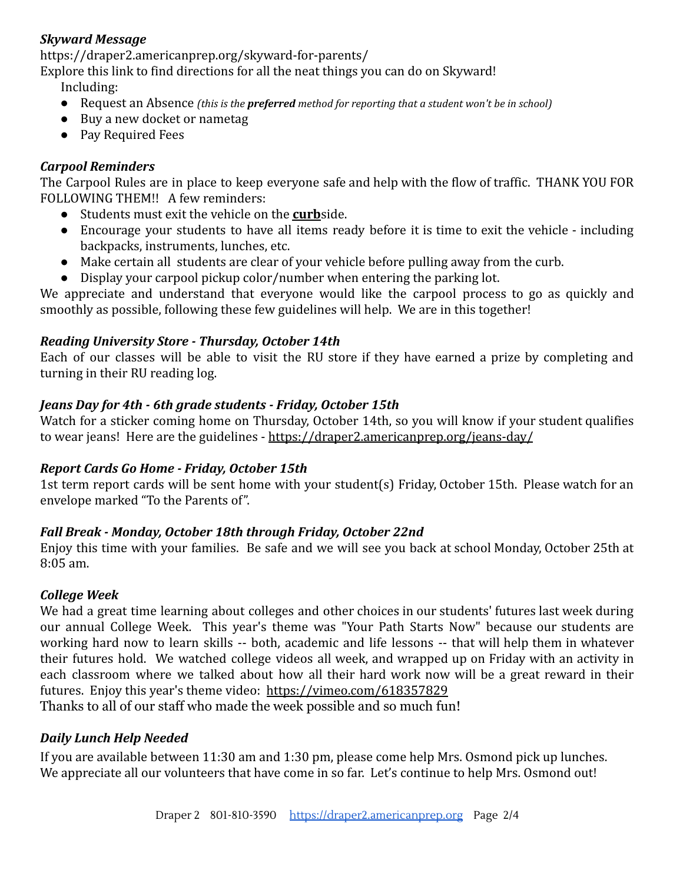***Skyward Message***

https://draper2.americanprep.org/skyward-for-parents/

Explore this link to find directions for all the neat things you can do on Skyward!

Including:

- Request an Absence *(this is the **preferred** method for reporting that a student won't be in school)*
- Buy a new docket or nametag
- Pay Required Fees

***Carpool Reminders***

The Carpool Rules are in place to keep everyone safe and help with the flow of traffic. THANK YOU FOR FOLLOWING THEM!! A few reminders:

- Students must exit the vehicle on the **curb**side.
- Encourage your students to have all items ready before it is time to exit the vehicle - including backpacks, instruments, lunches, etc.
- Make certain all students are clear of your vehicle before pulling away from the curb.
- Display your carpool pickup color/number when entering the parking lot.

We appreciate and understand that everyone would like the carpool process to go as quickly and smoothly as possible, following these few guidelines will help. We are in this together!

***Reading University Store - Thursday, October 14th***

Each of our classes will be able to visit the RU store if they have earned a prize by completing and turning in their RU reading log.

***Jeans Day for 4th - 6th grade students - Friday, October 15th***

Watch for a sticker coming home on Thursday, October 14th, so you will know if your student qualifies to wear jeans! Here are the guidelines - https://draper2.americanprep.org/jeans-day/

***Report Cards Go Home - Friday, October 15th***

1st term report cards will be sent home with your student(s) Friday, October 15th. Please watch for an envelope marked "To the Parents of".

***Fall Break - Monday, October 18th through Friday, October 22nd***

Enjoy this time with your families. Be safe and we will see you back at school Monday, October 25th at 8:05 am.

***College Week***

We had a great time learning about colleges and other choices in our students' futures last week during our annual College Week. This year's theme was "Your Path Starts Now" because our students are working hard now to learn skills -- both, academic and life lessons -- that will help them in whatever their futures hold. We watched college videos all week, and wrapped up on Friday with an activity in each classroom where we talked about how all their hard work now will be a great reward in their futures. Enjoy this year's theme video: https://vimeo.com/618357829

Thanks to all of our staff who made the week possible and so much fun!

***Daily Lunch Help Needed***

If you are available between 11:30 am and 1:30 pm, please come help Mrs. Osmond pick up lunches. We appreciate all our volunteers that have come in so far. Let's continue to help Mrs. Osmond out!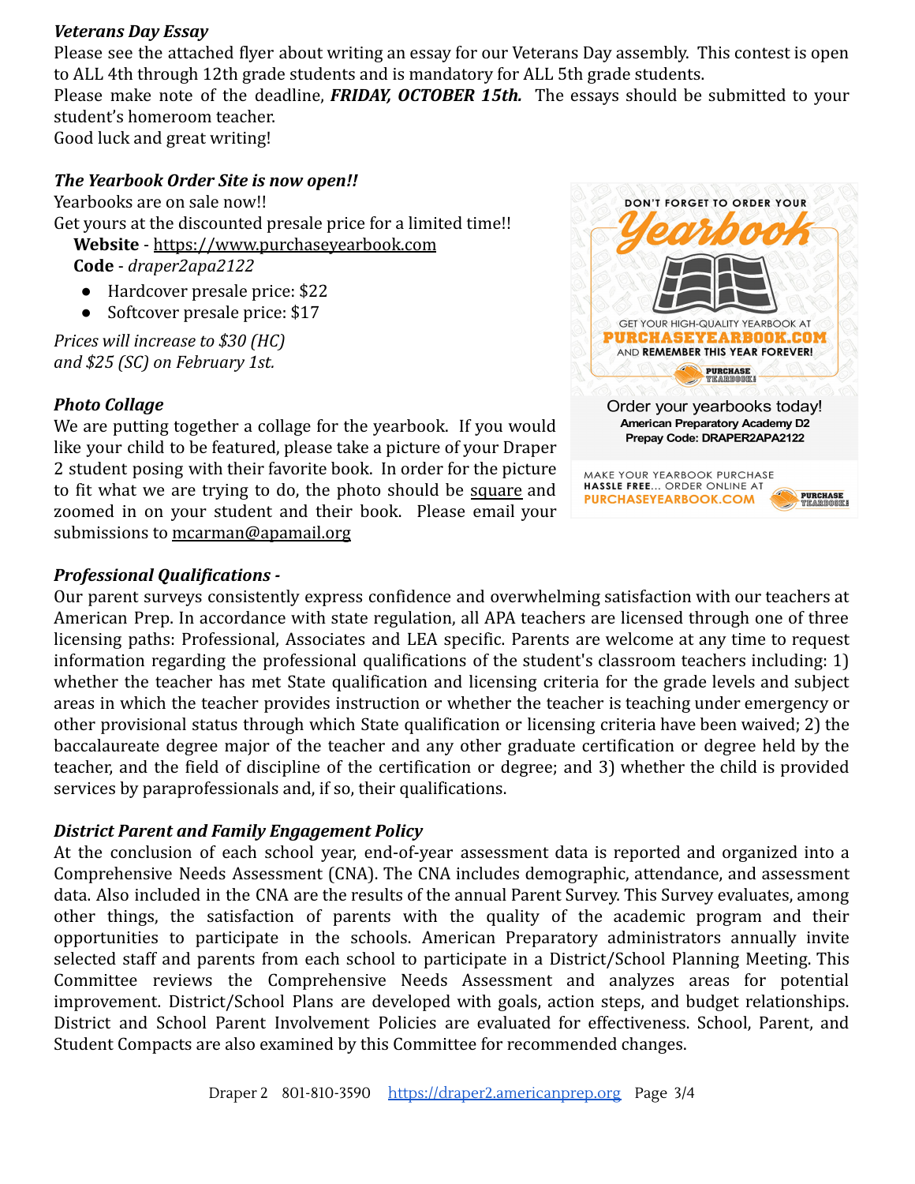***Veterans Day Essay***

Please see the attached flyer about writing an essay for our Veterans Day assembly. This contest is open to ALL 4th through 12th grade students and is mandatory for ALL 5th grade students.

Please make note of the deadline, ***FRIDAY, OCTOBER 15th.*** The essays should be submitted to your student's homeroom teacher.

Good luck and great writing!

***The Yearbook Order Site is now open!!***

Yearbooks are on sale now!!

Get yours at the discounted presale price for a limited time!!

**Website** - https://www.purchaseyearbook.com

**Code** - *draper2apa2122*

- Hardcover presale price: $22
- Softcover presale price: $17

*Prices will increase to $30 (HC) and $25 (SC) on February 1st.*

DON'T FORGET TO ORDER YOUR Yearbook

GET YOUR HIGH-QUALITY YEARBOOK AT PURCHASEYEARBOOK.COM AND REMEMBER THIS YEAR FOREVER!

Order your yearbooks today!

**American Preparatory Academy D2**

**Prepay Code: DRAPER2APA2122**

MAKE YOUR YEARBOOK PURCHASE **HASSLE FREE**... ORDER ONLINE AT PURCHASEYEARBOOK.COM

***Photo Collage***

We are putting together a collage for the yearbook. If you would like your child to be featured, please take a picture of your Draper 2 student posing with their favorite book. In order for the picture to fit what we are trying to do, the photo should be square and zoomed in on your student and their book. Please email your submissions to mcarman@apamail.org

***Professional Qualifications -***

Our parent surveys consistently express confidence and overwhelming satisfaction with our teachers at American Prep. In accordance with state regulation, all APA teachers are licensed through one of three licensing paths: Professional, Associates and LEA specific. Parents are welcome at any time to request information regarding the professional qualifications of the student's classroom teachers including: 1) whether the teacher has met State qualification and licensing criteria for the grade levels and subject areas in which the teacher provides instruction or whether the teacher is teaching under emergency or other provisional status through which State qualification or licensing criteria have been waived; 2) the baccalaureate degree major of the teacher and any other graduate certification or degree held by the teacher, and the field of discipline of the certification or degree; and 3) whether the child is provided services by paraprofessionals and, if so, their qualifications.

***District Parent and Family Engagement Policy***

At the conclusion of each school year, end-of-year assessment data is reported and organized into a Comprehensive Needs Assessment (CNA). The CNA includes demographic, attendance, and assessment data. Also included in the CNA are the results of the annual Parent Survey. This Survey evaluates, among other things, the satisfaction of parents with the quality of the academic program and their opportunities to participate in the schools. American Preparatory administrators annually invite selected staff and parents from each school to participate in a District/School Planning Meeting. This Committee reviews the Comprehensive Needs Assessment and analyzes areas for potential improvement. District/School Plans are developed with goals, action steps, and budget relationships. District and School Parent Involvement Policies are evaluated for effectiveness. School, Parent, and Student Compacts are also examined by this Committee for recommended changes.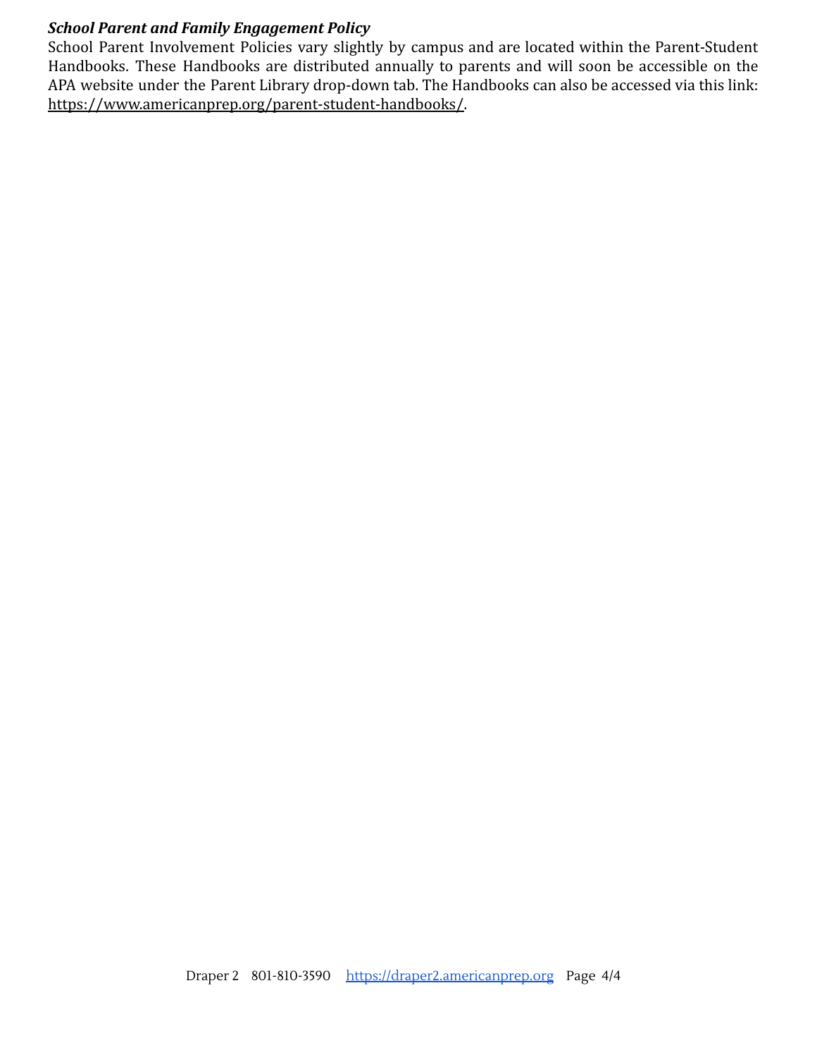***School Parent and Family Engagement Policy***

School Parent Involvement Policies vary slightly by campus and are located within the Parent-Student Handbooks. These Handbooks are distributed annually to parents and will soon be accessible on the APA website under the Parent Library drop-down tab. The Handbooks can also be accessed via this link: https://www.americanprep.org/parent-student-handbooks/.